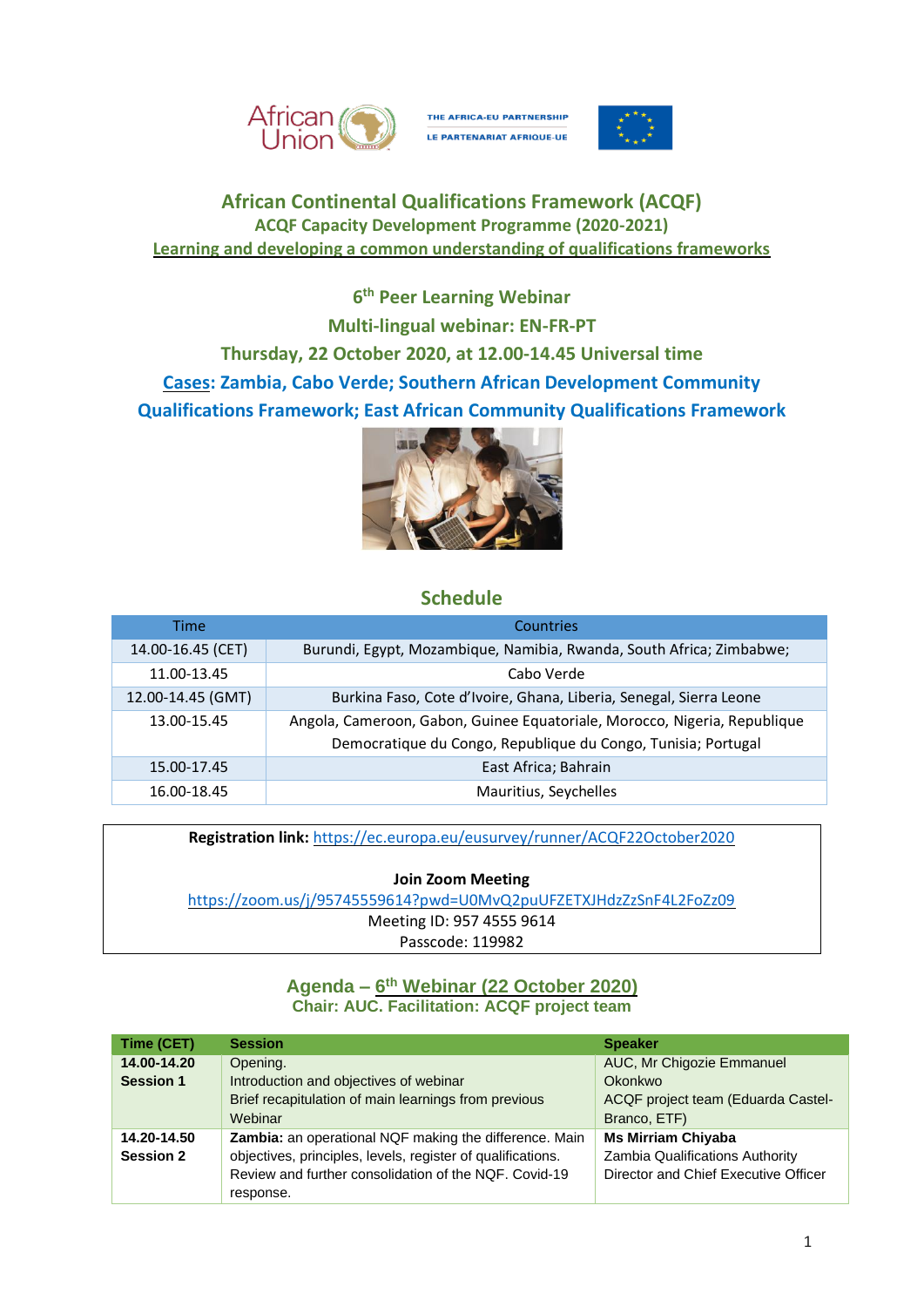# African Continental Qualifications Framework (ACQF)

## ACQF Capacity Development Programme (2020-2021)

## Learning and developing a common understanding of qualifications frameworks

## 6th Peer Learning Webinar

## Multi-lingual webinar: EN-FR-PT

## Thursday, 22 October 2020, at 12.00-14.45 Universal time

## Cases: Zambia, Cabo Verde; Southern African Development Community Qualifications Framework; East African Community Qualifications Framework

## Schedule

| Time | Countries |
|---|---|
| 14.00-16.45 (CET) | Burundi, Egypt, Mozambique, Namibia, Rwanda, South Africa; Zimbabwe; |
| 11.00-13.45 | Cabo Verde |
| 12.00-14.45 (GMT) | Burkina Faso, Cote d'Ivoire, Ghana, Liberia, Senegal, Sierra Leone |
| 13.00-15.45 | Angola, Cameroon, Gabon, Guinee Equatoriale, Morocco, Nigeria, Republique Democratique du Congo, Republique du Congo, Tunisia; Portugal |
| 15.00-17.45 | East Africa; Bahrain |
| 16.00-18.45 | Mauritius, Seychelles |

**Registration link:** https://ec.europa.eu/eusurvey/runner/ACQF22October2020

**Join Zoom Meeting**
https://zoom.us/j/95745559614?pwd=U0MvQ2puUFZETXJHdzZzSnF4L2FoZz09
Meeting ID: 957 4555 9614
Passcode: 119982

## Agenda – 6th Webinar (22 October 2020)

### Chair: AUC. Facilitation: ACQF project team

| Time (CET) | Session | Speaker |
|---|---|---|
| **14.00-14.20 Session 1** | Opening. Introduction and objectives of webinar. Brief recapitulation of main learnings from previous Webinar | AUC, Mr Chigozie Emmanuel Okonkwo. ACQF project team (Eduarda Castel-Branco, ETF) |
| **14.20-14.50 Session 2** | **Zambia:** an operational NQF making the difference. Main objectives, principles, levels, register of qualifications. Review and further consolidation of the NQF. Covid-19 response. | **Ms Mirriam Chiyaba** Zambia Qualifications Authority Director and Chief Executive Officer |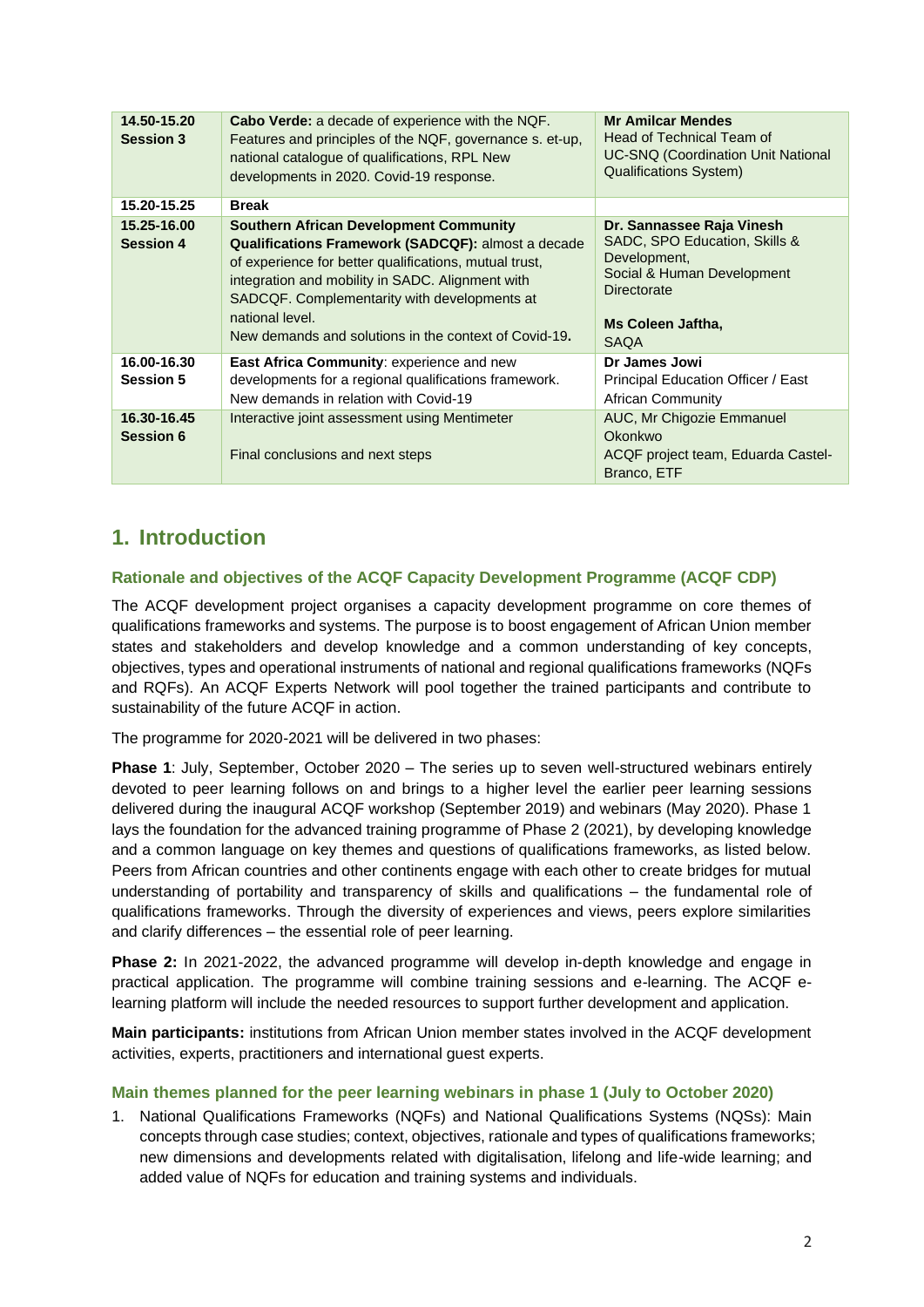| | | |
|---|---|---|
| **14.50-15.20 Session 3** | **Cabo Verde:** a decade of experience with the NQF. Features and principles of the NQF, governance s. et-up, national catalogue of qualifications, RPL New developments in 2020. Covid-19 response. | **Mr Amilcar Mendes** Head of Technical Team of UC-SNQ (Coordination Unit National Qualifications System) |
| **15.20-15.25** | **Break** | |
| **15.25-16.00 Session 4** | **Southern African Development Community Qualifications Framework (SADCQF):** almost a decade of experience for better qualifications, mutual trust, integration and mobility in SADC. Alignment with SADCQF. Complementarity with developments at national level. New demands and solutions in the context of Covid-19**.** | **Dr. Sannassee Raja Vinesh** SADC, SPO Education, Skills & Development, Social & Human Development Directorate<br><br>**Ms Coleen Jaftha,** SAQA |
| **16.00-16.30 Session 5** | **East Africa Community**: experience and new developments for a regional qualifications framework. New demands in relation with Covid-19 | **Dr James Jowi** Principal Education Officer / East African Community |
| **16.30-16.45 Session 6** | Interactive joint assessment using Mentimeter<br><br>Final conclusions and next steps | AUC, Mr Chigozie Emmanuel Okonkwo<br>ACQF project team, Eduarda Castel-Branco, ETF |

# 1. Introduction

### Rationale and objectives of the ACQF Capacity Development Programme (ACQF CDP)

The ACQF development project organises a capacity development programme on core themes of qualifications frameworks and systems. The purpose is to boost engagement of African Union member states and stakeholders and develop knowledge and a common understanding of key concepts, objectives, types and operational instruments of national and regional qualifications frameworks (NQFs and RQFs). An ACQF Experts Network will pool together the trained participants and contribute to sustainability of the future ACQF in action.

The programme for 2020-2021 will be delivered in two phases:

**Phase 1**: July, September, October 2020 – The series up to seven well-structured webinars entirely devoted to peer learning follows on and brings to a higher level the earlier peer learning sessions delivered during the inaugural ACQF workshop (September 2019) and webinars (May 2020). Phase 1 lays the foundation for the advanced training programme of Phase 2 (2021), by developing knowledge and a common language on key themes and questions of qualifications frameworks, as listed below. Peers from African countries and other continents engage with each other to create bridges for mutual understanding of portability and transparency of skills and qualifications – the fundamental role of qualifications frameworks. Through the diversity of experiences and views, peers explore similarities and clarify differences – the essential role of peer learning.

**Phase 2:** In 2021-2022, the advanced programme will develop in-depth knowledge and engage in practical application. The programme will combine training sessions and e-learning. The ACQF e-learning platform will include the needed resources to support further development and application.

**Main participants:** institutions from African Union member states involved in the ACQF development activities, experts, practitioners and international guest experts.

### Main themes planned for the peer learning webinars in phase 1 (July to October 2020)

1. National Qualifications Frameworks (NQFs) and National Qualifications Systems (NQSs): Main concepts through case studies; context, objectives, rationale and types of qualifications frameworks; new dimensions and developments related with digitalisation, lifelong and life-wide learning; and added value of NQFs for education and training systems and individuals.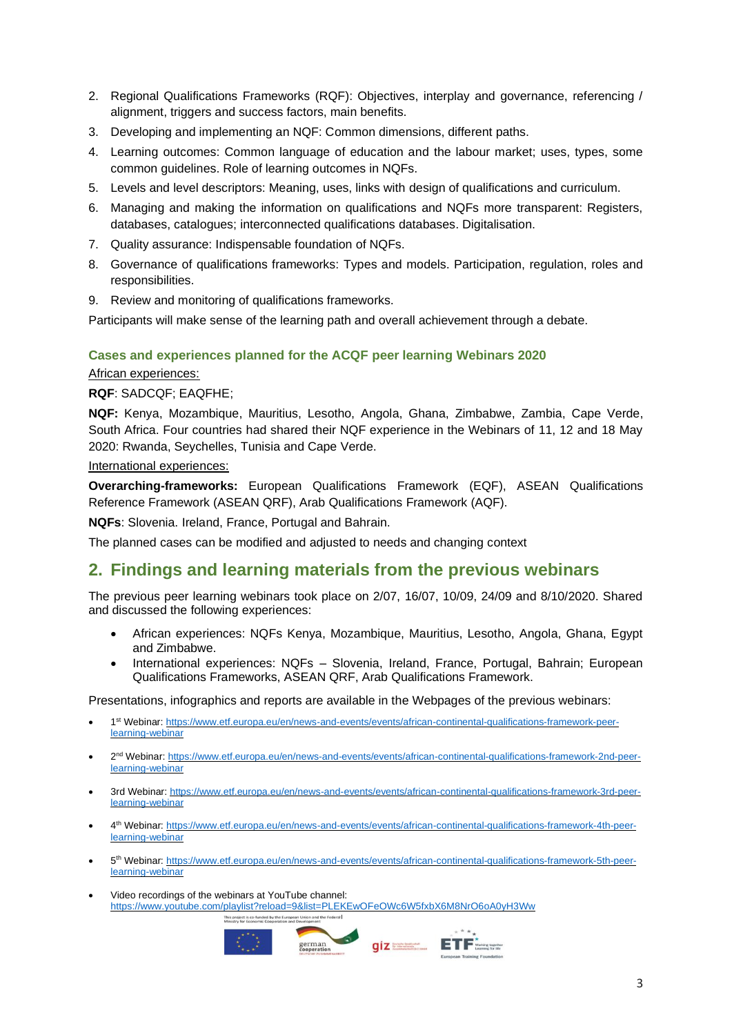2. Regional Qualifications Frameworks (RQF): Objectives, interplay and governance, referencing / alignment, triggers and success factors, main benefits.
3. Developing and implementing an NQF: Common dimensions, different paths.
4. Learning outcomes: Common language of education and the labour market; uses, types, some common guidelines. Role of learning outcomes in NQFs.
5. Levels and level descriptors: Meaning, uses, links with design of qualifications and curriculum.
6. Managing and making the information on qualifications and NQFs more transparent: Registers, databases, catalogues; interconnected qualifications databases. Digitalisation.
7. Quality assurance: Indispensable foundation of NQFs.
8. Governance of qualifications frameworks: Types and models. Participation, regulation, roles and responsibilities.
9. Review and monitoring of qualifications frameworks.

Participants will make sense of the learning path and overall achievement through a debate.

### Cases and experiences planned for the ACQF peer learning Webinars 2020

African experiences:

**RQF**: SADCQF; EAQFHE;

**NQF:** Kenya, Mozambique, Mauritius, Lesotho, Angola, Ghana, Zimbabwe, Zambia, Cape Verde, South Africa. Four countries had shared their NQF experience in the Webinars of 11, 12 and 18 May 2020: Rwanda, Seychelles, Tunisia and Cape Verde.

International experiences:

**Overarching-frameworks:** European Qualifications Framework (EQF), ASEAN Qualifications Reference Framework (ASEAN QRF), Arab Qualifications Framework (AQF).

**NQFs**: Slovenia. Ireland, France, Portugal and Bahrain.

The planned cases can be modified and adjusted to needs and changing context

## 2. Findings and learning materials from the previous webinars

The previous peer learning webinars took place on 2/07, 16/07, 10/09, 24/09 and 8/10/2020. Shared and discussed the following experiences:

- African experiences: NQFs Kenya, Mozambique, Mauritius, Lesotho, Angola, Ghana, Egypt and Zimbabwe.
- International experiences: NQFs – Slovenia, Ireland, France, Portugal, Bahrain; European Qualifications Frameworks, ASEAN QRF, Arab Qualifications Framework.

Presentations, infographics and reports are available in the Webpages of the previous webinars:

- 1st Webinar: https://www.etf.europa.eu/en/news-and-events/events/african-continental-qualifications-framework-peer-learning-webinar
- 2nd Webinar: https://www.etf.europa.eu/en/news-and-events/events/african-continental-qualifications-framework-2nd-peer-learning-webinar
- 3rd Webinar: https://www.etf.europa.eu/en/news-and-events/events/african-continental-qualifications-framework-3rd-peer-learning-webinar
- 4th Webinar: https://www.etf.europa.eu/en/news-and-events/events/african-continental-qualifications-framework-4th-peer-learning-webinar
- 5th Webinar: https://www.etf.europa.eu/en/news-and-events/events/african-continental-qualifications-framework-5th-peer-learning-webinar
- Video recordings of the webinars at YouTube channel: https://www.youtube.com/playlist?reload=9&list=PLEKEwOFeOWc6W5fxbX6M8NrO6oA0yH3Ww

This project is co-funded by the European Union and the Federal Ministry for Economic Cooperation and Development